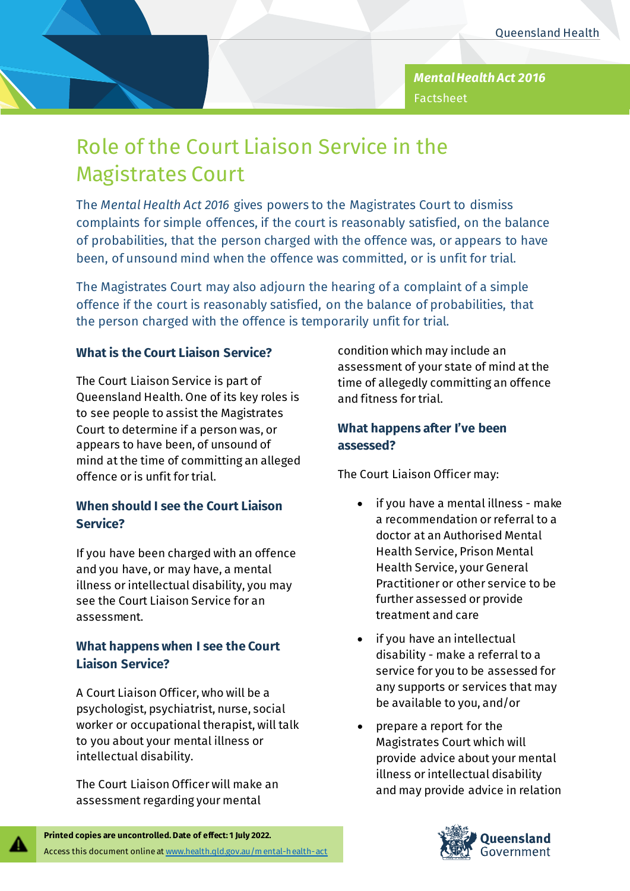*Mental Health Act 2016*

Factsheet

# Role of the Court Liaison Service in the Magistrates Court

The *Mental Health Act 2016* gives powers to the Magistrates Court to dismiss complaints for simple offences, if the court is reasonably satisfied, on the balance of probabilities, that the person charged with the offence was, or appears to have been, of unsound mind when the offence was committed, or is unfit for trial.

The Magistrates Court may also adjourn the hearing of a complaint of a simple offence if the court is reasonably satisfied, on the balance of probabilities, that the person charged with the offence is temporarily unfit for trial.

## What is the Court Liaison Service?

The Court Liaison Service is part of Queensland Health. One of its key roles is to see people to assist the Magistrates Court to determine if a person was, or appears to have been, of unsound of mind at the time of committing an alleged offence or is unfit for trial.

## When should I see the Court Liaison Service?

If you have been charged with an offence and you have, or may have, a mental illness or intellectual disability, you may see the Court Liaison Service for an assessment.

## What happens when I see the Court Liaison Service?

A Court Liaison Officer, who will be a psychologist, psychiatrist, nurse, social worker or occupational therapist, will talk to you about your mental illness or intellectual disability.

The Court Liaison Officer will make an assessment regarding your mental condition which may include an assessment of your state of mind at the time of allegedly committing an offence and fitness for trial.

## What happens after I've been assessed?

The Court Liaison Officer may:

- if you have a mental illness - make a recommendation or referral to a doctor at an Authorised Mental Health Service, Prison Mental Health Service, your General Practitioner or other service to be further assessed or provide treatment and care
- if you have an intellectual disability - make a referral to a service for you to be assessed for any supports or services that may be available to you, and/or
- prepare a report for the Magistrates Court which will provide advice about your mental illness or intellectual disability and may provide advice in relation

**Printed copies are uncontrolled. Date of effect: 1 July 2022.**

Access this document online at www.health.qld.gov.au/mental-health-act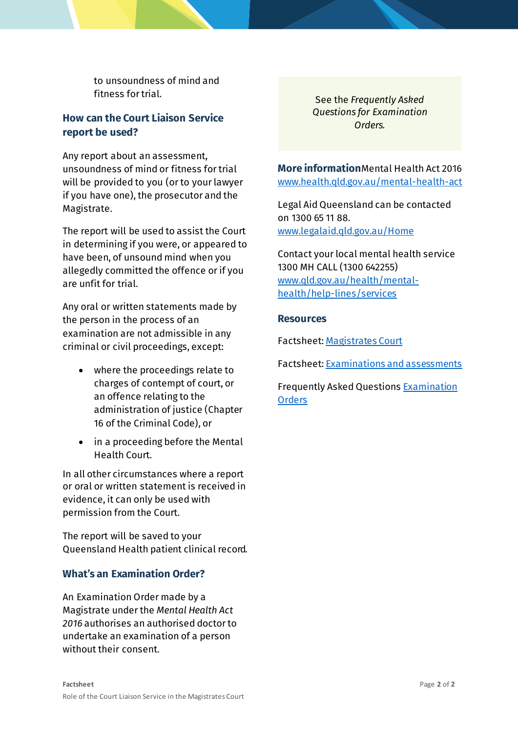to unsoundness of mind and fitness for trial.

## How can the Court Liaison Service report be used?

Any report about an assessment, unsoundness of mind or fitness for trial will be provided to you (or to your lawyer if you have one), the prosecutor and the Magistrate.

The report will be used to assist the Court in determining if you were, or appeared to have been, of unsound mind when you allegedly committed the offence or if you are unfit for trial.

Any oral or written statements made by the person in the process of an examination are not admissible in any criminal or civil proceedings, except:

- where the proceedings relate to charges of contempt of court, or an offence relating to the administration of justice (Chapter 16 of the Criminal Code), or
- in a proceeding before the Mental Health Court.

In all other circumstances where a report or oral or written statement is received in evidence, it can only be used with permission from the Court.

The report will be saved to your Queensland Health patient clinical record.

## What's an Examination Order?

An Examination Order made by a Magistrate under the *Mental Health Act 2016* authorises an authorised doctor to undertake an examination of a person without their consent.

See the *Frequently Asked Questions for Examination Orders.*

## More information

Mental Health Act 2016
[www.health.qld.gov.au/mental-health-act](http://www.health.qld.gov.au/mental-health-act)

Legal Aid Queensland can be contacted on 1300 65 11 88.
[www.legalaid.qld.gov.au/Home](http://www.legalaid.qld.gov.au/Home)

Contact your local mental health service 1300 MH CALL (1300 642255)
[www.qld.gov.au/health/mental-health/help-lines/services](http://www.qld.gov.au/health/mental-health/help-lines/services)

## Resources

Factsheet: Magistrates Court

Factsheet: Examinations and assessments

Frequently Asked Questions Examination Orders